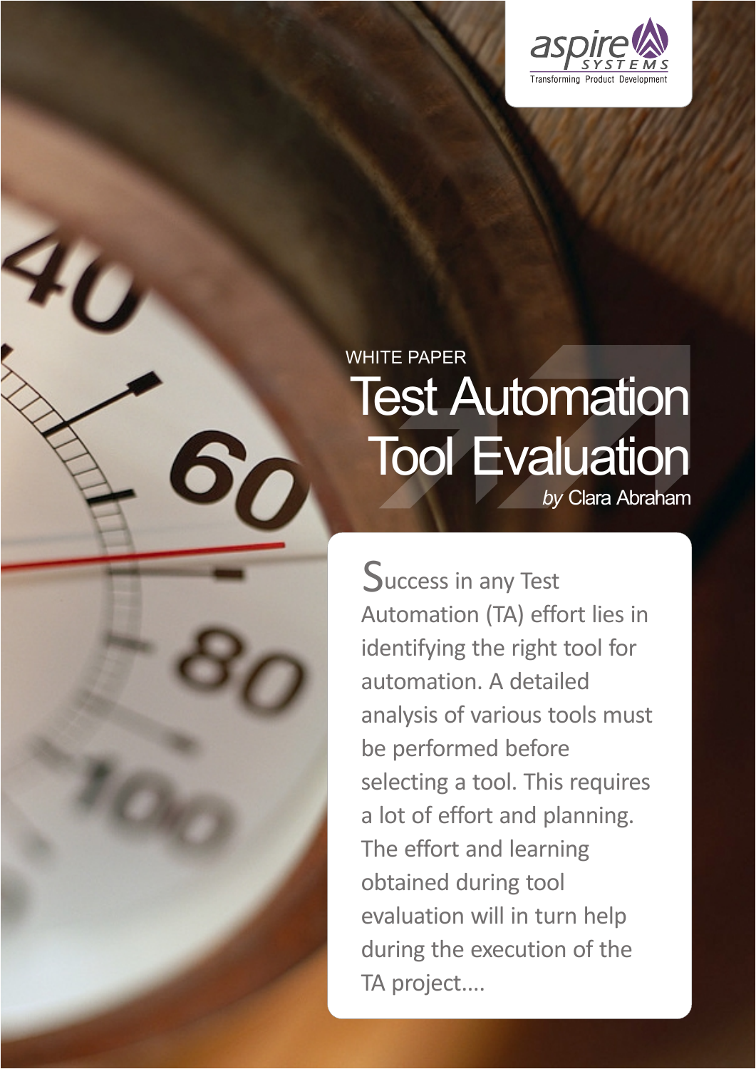WHITE PAPER

# Test Automation Tool Evaluation

*by* Clara Abraham

Success in any Test Automation (TA) effort lies in identifying the right tool for automation. A detailed analysis of various tools must be performed before selecting a tool. This requires a lot of effort and planning. The effort and learning obtained during tool evaluation will in turn help during the execution of the TA project....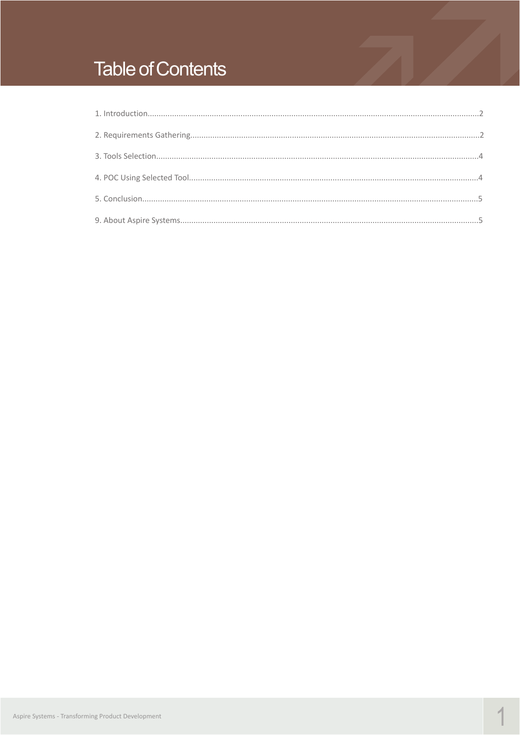# Table of Contents

1. Introduction........................................................................................................................................2

2. Requirements Gathering.....................................................................................................................2

3. Tools Selection....................................................................................................................................4

4. POC Using Selected Tool.....................................................................................................................4

5. Conclusion..........................................................................................................................................5

9. About Aspire Systems.........................................................................................................................5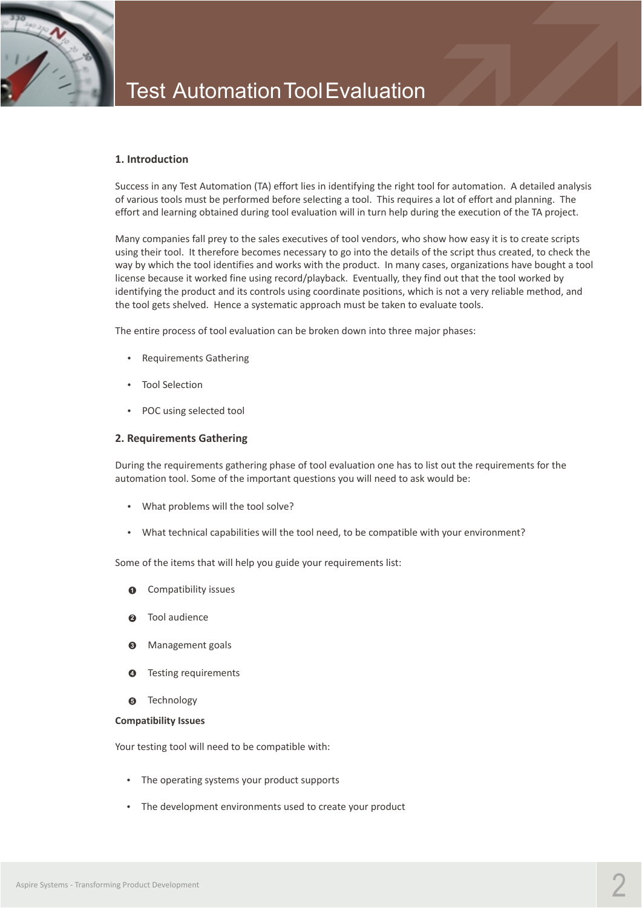# Test Automation Tool Evaluation

## 1. Introduction

Success in any Test Automation (TA) effort lies in identifying the right tool for automation. A detailed analysis of various tools must be performed before selecting a tool. This requires a lot of effort and planning. The effort and learning obtained during tool evaluation will in turn help during the execution of the TA project.

Many companies fall prey to the sales executives of tool vendors, who show how easy it is to create scripts using their tool. It therefore becomes necessary to go into the details of the script thus created, to check the way by which the tool identifies and works with the product. In many cases, organizations have bought a tool license because it worked fine using record/playback. Eventually, they find out that the tool worked by identifying the product and its controls using coordinate positions, which is not a very reliable method, and the tool gets shelved. Hence a systematic approach must be taken to evaluate tools.

The entire process of tool evaluation can be broken down into three major phases:

- Requirements Gathering
- Tool Selection
- POC using selected tool

## 2. Requirements Gathering

During the requirements gathering phase of tool evaluation one has to list out the requirements for the automation tool. Some of the important questions you will need to ask would be:

- What problems will the tool solve?
- What technical capabilities will the tool need, to be compatible with your environment?

Some of the items that will help you guide your requirements list:

1. Compatibility issues
2. Tool audience
3. Management goals
4. Testing requirements
5. Technology

**Compatibility Issues**

Your testing tool will need to be compatible with:

- The operating systems your product supports
- The development environments used to create your product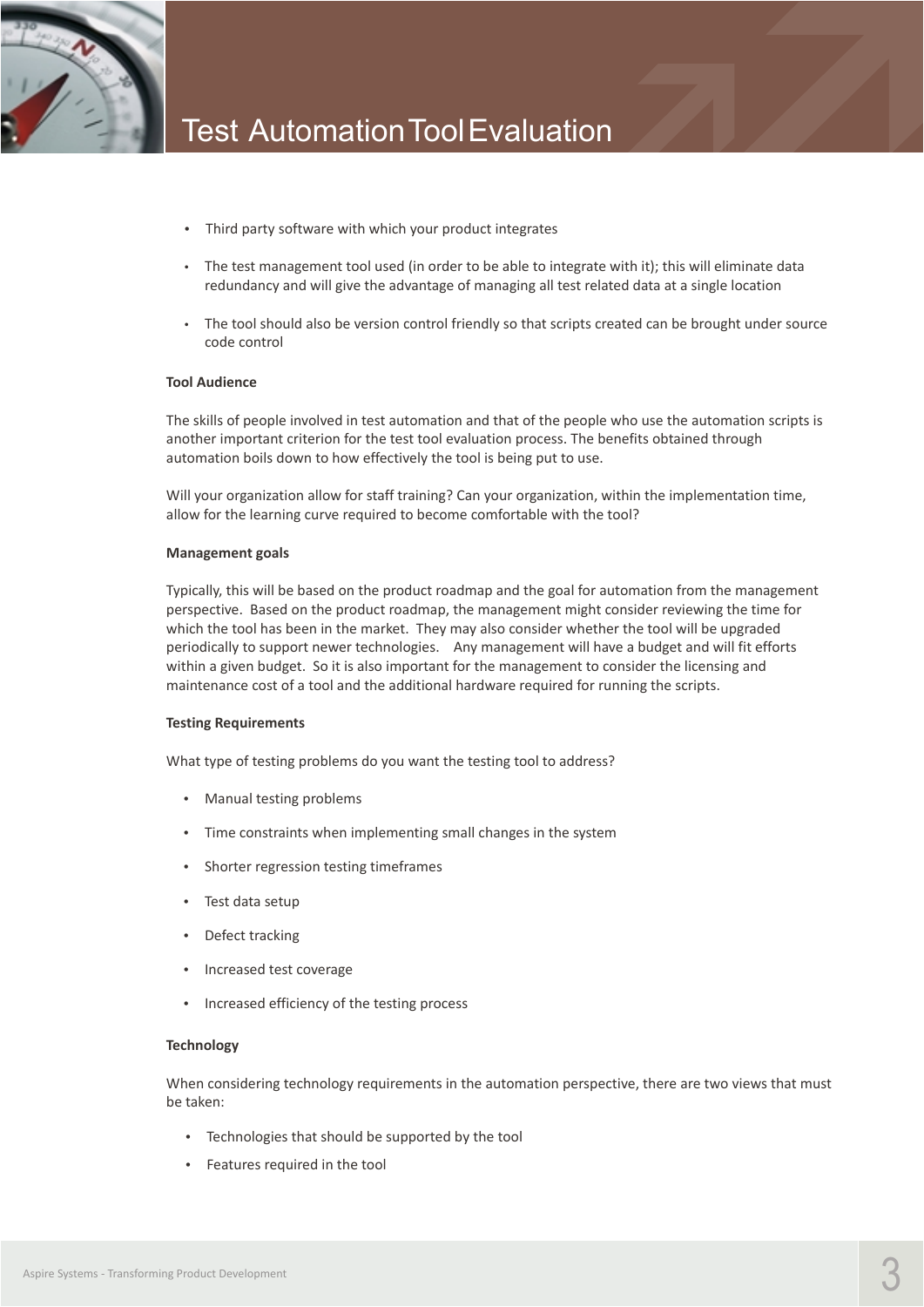- Third party software with which your product integrates
- The test management tool used (in order to be able to integrate with it); this will eliminate data redundancy and will give the advantage of managing all test related data at a single location
- The tool should also be version control friendly so that scripts created can be brought under source code control

**Tool Audience**

The skills of people involved in test automation and that of the people who use the automation scripts is another important criterion for the test tool evaluation process. The benefits obtained through automation boils down to how effectively the tool is being put to use.

Will your organization allow for staff training? Can your organization, within the implementation time, allow for the learning curve required to become comfortable with the tool?

**Management goals**

Typically, this will be based on the product roadmap and the goal for automation from the management perspective. Based on the product roadmap, the management might consider reviewing the time for which the tool has been in the market. They may also consider whether the tool will be upgraded periodically to support newer technologies. Any management will have a budget and will fit efforts within a given budget. So it is also important for the management to consider the licensing and maintenance cost of a tool and the additional hardware required for running the scripts.

**Testing Requirements**

What type of testing problems do you want the testing tool to address?

- Manual testing problems
- Time constraints when implementing small changes in the system
- Shorter regression testing timeframes
- Test data setup
- Defect tracking
- Increased test coverage
- Increased efficiency of the testing process

**Technology**

When considering technology requirements in the automation perspective, there are two views that must be taken:

- Technologies that should be supported by the tool
- Features required in the tool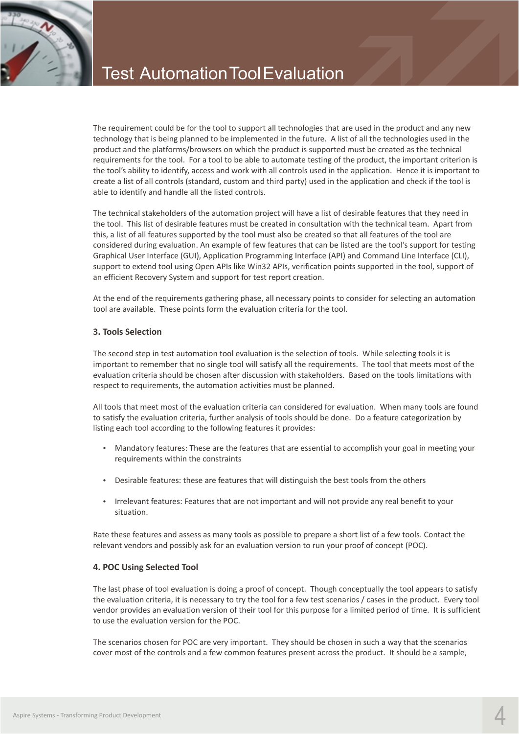The requirement could be for the tool to support all technologies that are used in the product and any new technology that is being planned to be implemented in the future. A list of all the technologies used in the product and the platforms/browsers on which the product is supported must be created as the technical requirements for the tool. For a tool to be able to automate testing of the product, the important criterion is the tool's ability to identify, access and work with all controls used in the application. Hence it is important to create a list of all controls (standard, custom and third party) used in the application and check if the tool is able to identify and handle all the listed controls.

The technical stakeholders of the automation project will have a list of desirable features that they need in the tool. This list of desirable features must be created in consultation with the technical team. Apart from this, a list of all features supported by the tool must also be created so that all features of the tool are considered during evaluation. An example of few features that can be listed are the tool's support for testing Graphical User Interface (GUI), Application Programming Interface (API) and Command Line Interface (CLI), support to extend tool using Open APIs like Win32 APIs, verification points supported in the tool, support of an efficient Recovery System and support for test report creation.

At the end of the requirements gathering phase, all necessary points to consider for selecting an automation tool are available. These points form the evaluation criteria for the tool.

### 3. Tools Selection

The second step in test automation tool evaluation is the selection of tools. While selecting tools it is important to remember that no single tool will satisfy all the requirements. The tool that meets most of the evaluation criteria should be chosen after discussion with stakeholders. Based on the tools limitations with respect to requirements, the automation activities must be planned.

All tools that meet most of the evaluation criteria can considered for evaluation. When many tools are found to satisfy the evaluation criteria, further analysis of tools should be done. Do a feature categorization by listing each tool according to the following features it provides:

- Mandatory features: These are the features that are essential to accomplish your goal in meeting your requirements within the constraints
- Desirable features: these are features that will distinguish the best tools from the others
- Irrelevant features: Features that are not important and will not provide any real benefit to your situation.

Rate these features and assess as many tools as possible to prepare a short list of a few tools. Contact the relevant vendors and possibly ask for an evaluation version to run your proof of concept (POC).

### 4. POC Using Selected Tool

The last phase of tool evaluation is doing a proof of concept. Though conceptually the tool appears to satisfy the evaluation criteria, it is necessary to try the tool for a few test scenarios / cases in the product. Every tool vendor provides an evaluation version of their tool for this purpose for a limited period of time. It is sufficient to use the evaluation version for the POC.

The scenarios chosen for POC are very important. They should be chosen in such a way that the scenarios cover most of the controls and a few common features present across the product. It should be a sample,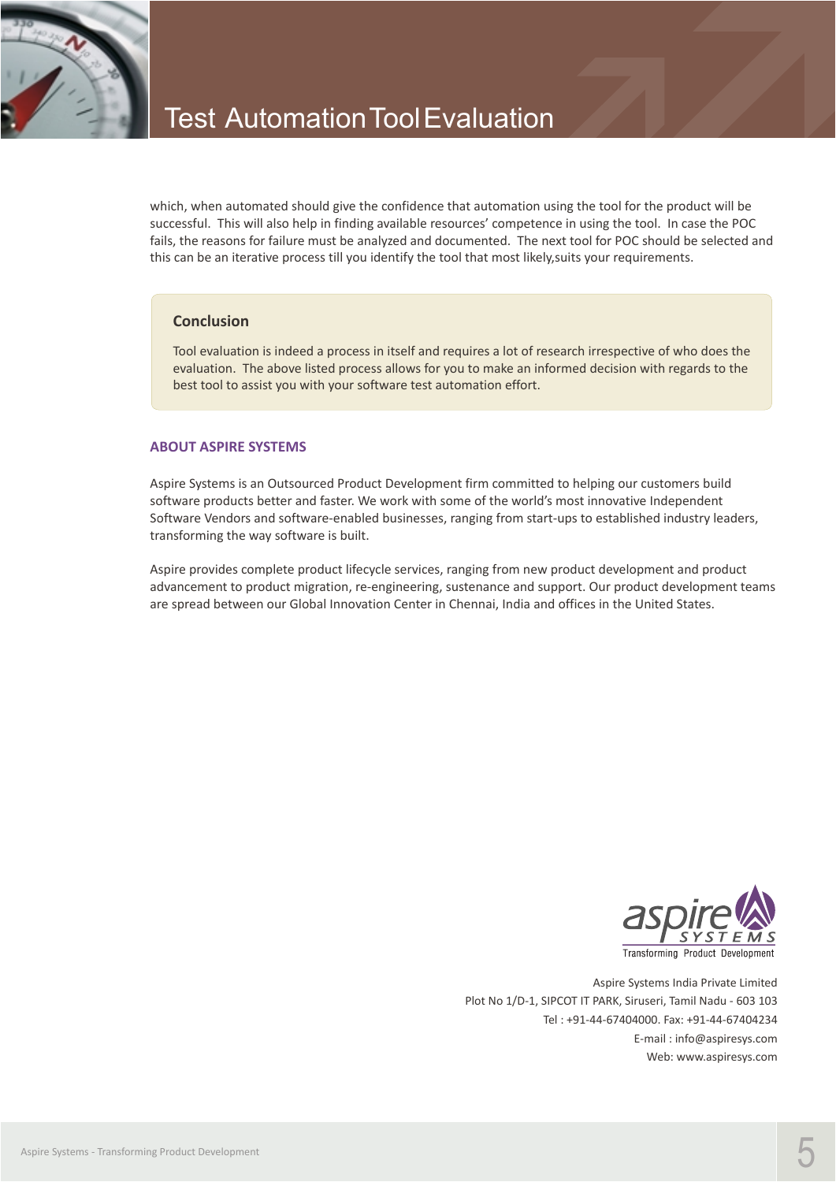which, when automated should give the confidence that automation using the tool for the product will be successful. This will also help in finding available resources' competence in using the tool. In case the POC fails, the reasons for failure must be analyzed and documented. The next tool for POC should be selected and this can be an iterative process till you identify the tool that most likely,suits your requirements.

## Conclusion

Tool evaluation is indeed a process in itself and requires a lot of research irrespective of who does the evaluation. The above listed process allows for you to make an informed decision with regards to the best tool to assist you with your software test automation effort.

## ABOUT ASPIRE SYSTEMS

Aspire Systems is an Outsourced Product Development firm committed to helping our customers build software products better and faster. We work with some of the world's most innovative Independent Software Vendors and software-enabled businesses, ranging from start-ups to established industry leaders, transforming the way software is built.

Aspire provides complete product lifecycle services, ranging from new product development and product advancement to product migration, re-engineering, sustenance and support. Our product development teams are spread between our Global Innovation Center in Chennai, India and offices in the United States.

aspire SYSTEMS
Transforming Product Development

Aspire Systems India Private Limited
Plot No 1/D-1, SIPCOT IT PARK, Siruseri, Tamil Nadu - 603 103
Tel : +91-44-67404000. Fax: +91-44-67404234
E-mail : info@aspiresys.com
Web: www.aspiresys.com